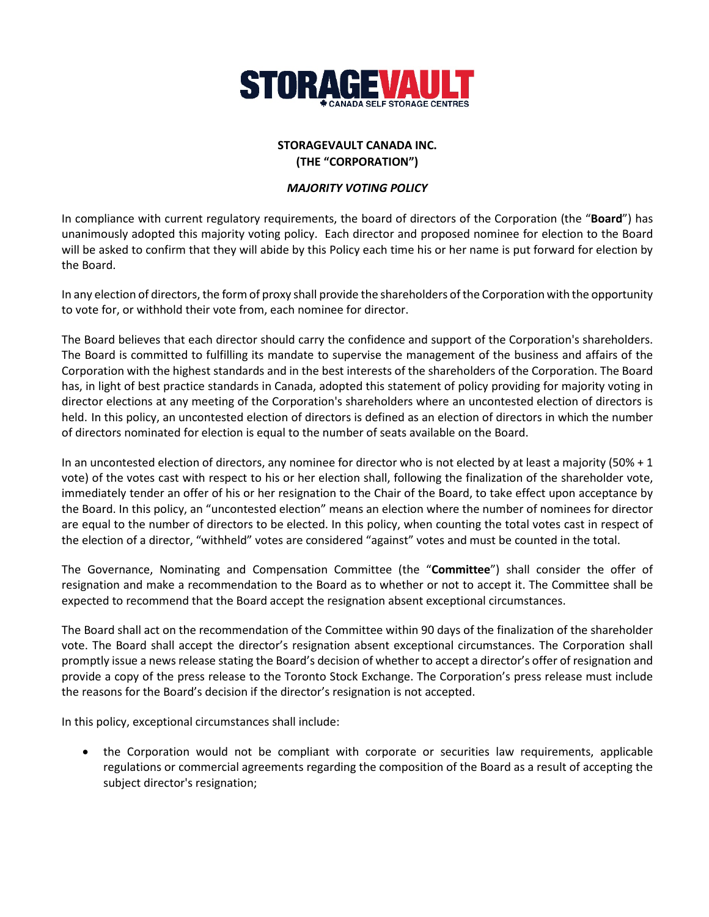**STORAGEVAULT CANADA INC.**
**(THE "CORPORATION")**

***MAJORITY VOTING POLICY***

In compliance with current regulatory requirements, the board of directors of the Corporation (the "**Board**") has unanimously adopted this majority voting policy. Each director and proposed nominee for election to the Board will be asked to confirm that they will abide by this Policy each time his or her name is put forward for election by the Board.

In any election of directors, the form of proxy shall provide the shareholders of the Corporation with the opportunity to vote for, or withhold their vote from, each nominee for director.

The Board believes that each director should carry the confidence and support of the Corporation's shareholders. The Board is committed to fulfilling its mandate to supervise the management of the business and affairs of the Corporation with the highest standards and in the best interests of the shareholders of the Corporation. The Board has, in light of best practice standards in Canada, adopted this statement of policy providing for majority voting in director elections at any meeting of the Corporation's shareholders where an uncontested election of directors is held. In this policy, an uncontested election of directors is defined as an election of directors in which the number of directors nominated for election is equal to the number of seats available on the Board.

In an uncontested election of directors, any nominee for director who is not elected by at least a majority (50% + 1 vote) of the votes cast with respect to his or her election shall, following the finalization of the shareholder vote, immediately tender an offer of his or her resignation to the Chair of the Board, to take effect upon acceptance by the Board. In this policy, an "uncontested election" means an election where the number of nominees for director are equal to the number of directors to be elected. In this policy, when counting the total votes cast in respect of the election of a director, "withheld" votes are considered "against" votes and must be counted in the total.

The Governance, Nominating and Compensation Committee (the "**Committee**") shall consider the offer of resignation and make a recommendation to the Board as to whether or not to accept it. The Committee shall be expected to recommend that the Board accept the resignation absent exceptional circumstances.

The Board shall act on the recommendation of the Committee within 90 days of the finalization of the shareholder vote. The Board shall accept the director's resignation absent exceptional circumstances. The Corporation shall promptly issue a news release stating the Board's decision of whether to accept a director's offer of resignation and provide a copy of the press release to the Toronto Stock Exchange. The Corporation's press release must include the reasons for the Board's decision if the director's resignation is not accepted.

In this policy, exceptional circumstances shall include:

- the Corporation would not be compliant with corporate or securities law requirements, applicable regulations or commercial agreements regarding the composition of the Board as a result of accepting the subject director's resignation;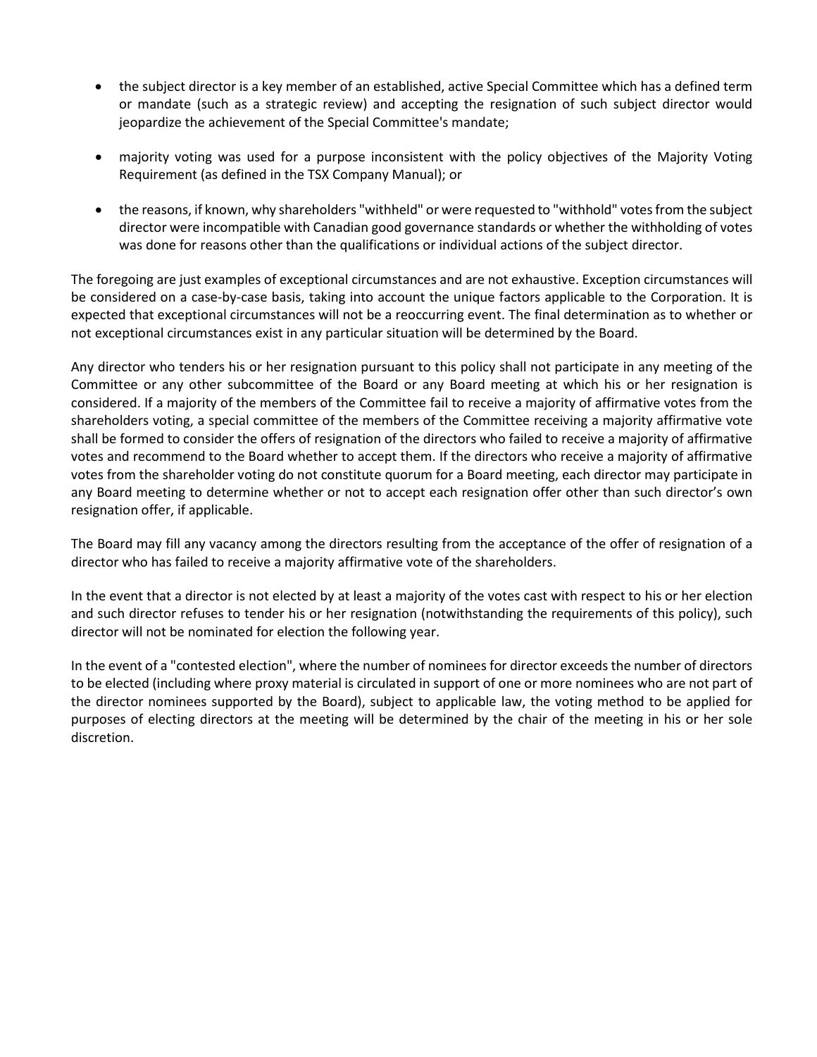- the subject director is a key member of an established, active Special Committee which has a defined term or mandate (such as a strategic review) and accepting the resignation of such subject director would jeopardize the achievement of the Special Committee's mandate;
- majority voting was used for a purpose inconsistent with the policy objectives of the Majority Voting Requirement (as defined in the TSX Company Manual); or
- the reasons, if known, why shareholders "withheld" or were requested to "withhold" votes from the subject director were incompatible with Canadian good governance standards or whether the withholding of votes was done for reasons other than the qualifications or individual actions of the subject director.

The foregoing are just examples of exceptional circumstances and are not exhaustive. Exception circumstances will be considered on a case-by-case basis, taking into account the unique factors applicable to the Corporation. It is expected that exceptional circumstances will not be a reoccurring event. The final determination as to whether or not exceptional circumstances exist in any particular situation will be determined by the Board.

Any director who tenders his or her resignation pursuant to this policy shall not participate in any meeting of the Committee or any other subcommittee of the Board or any Board meeting at which his or her resignation is considered. If a majority of the members of the Committee fail to receive a majority of affirmative votes from the shareholders voting, a special committee of the members of the Committee receiving a majority affirmative vote shall be formed to consider the offers of resignation of the directors who failed to receive a majority of affirmative votes and recommend to the Board whether to accept them. If the directors who receive a majority of affirmative votes from the shareholder voting do not constitute quorum for a Board meeting, each director may participate in any Board meeting to determine whether or not to accept each resignation offer other than such director's own resignation offer, if applicable.

The Board may fill any vacancy among the directors resulting from the acceptance of the offer of resignation of a director who has failed to receive a majority affirmative vote of the shareholders.

In the event that a director is not elected by at least a majority of the votes cast with respect to his or her election and such director refuses to tender his or her resignation (notwithstanding the requirements of this policy), such director will not be nominated for election the following year.

In the event of a "contested election", where the number of nominees for director exceeds the number of directors to be elected (including where proxy material is circulated in support of one or more nominees who are not part of the director nominees supported by the Board), subject to applicable law, the voting method to be applied for purposes of electing directors at the meeting will be determined by the chair of the meeting in his or her sole discretion.